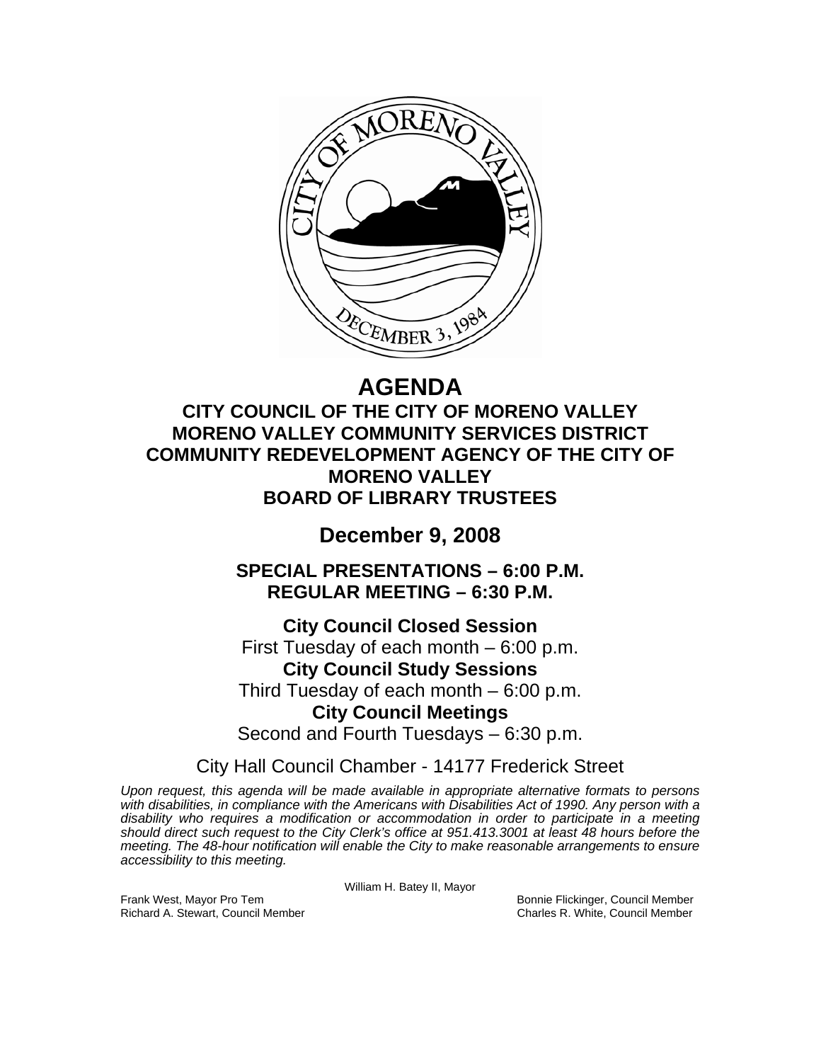# AGENDA

## CITY COUNCIL OF THE CITY OF MORENO VALLEY
## MORENO VALLEY COMMUNITY SERVICES DISTRICT
## COMMUNITY REDEVELOPMENT AGENCY OF THE CITY OF MORENO VALLEY
## BOARD OF LIBRARY TRUSTEES

## December 9, 2008

### SPECIAL PRESENTATIONS – 6:00 P.M.
### REGULAR MEETING – 6:30 P.M.

**City Council Closed Session**
First Tuesday of each month – 6:00 p.m.

**City Council Study Sessions**
Third Tuesday of each month – 6:00 p.m.

**City Council Meetings**
Second and Fourth Tuesdays – 6:30 p.m.

City Hall Council Chamber - 14177 Frederick Street

*Upon request, this agenda will be made available in appropriate alternative formats to persons with disabilities, in compliance with the Americans with Disabilities Act of 1990. Any person with a disability who requires a modification or accommodation in order to participate in a meeting should direct such request to the City Clerk's office at 951.413.3001 at least 48 hours before the meeting. The 48-hour notification will enable the City to make reasonable arrangements to ensure accessibility to this meeting.*

William H. Batey II, Mayor

Frank West, Mayor Pro Tem
Richard A. Stewart, Council Member
Bonnie Flickinger, Council Member
Charles R. White, Council Member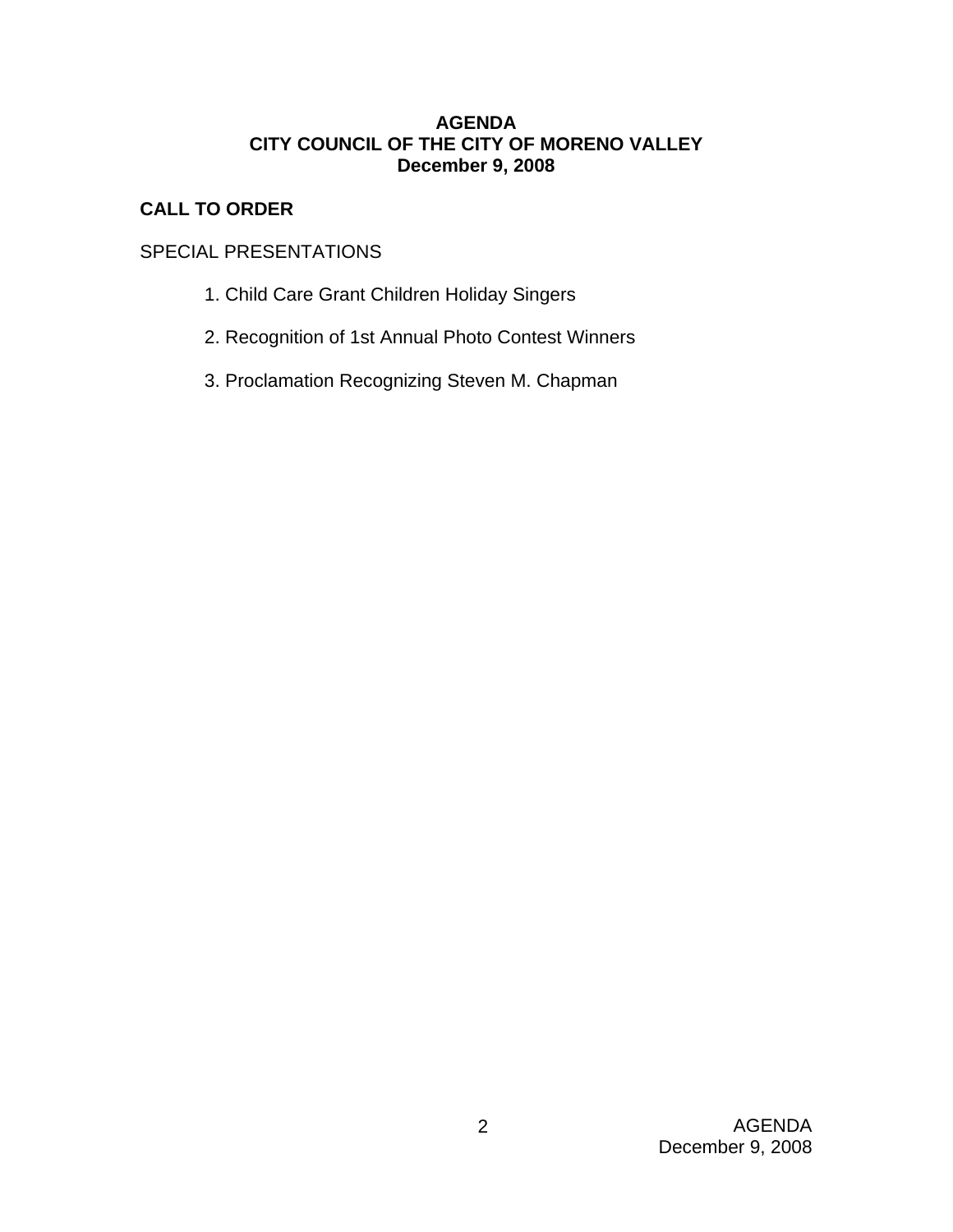**AGENDA**
**CITY COUNCIL OF THE CITY OF MORENO VALLEY**
**December 9, 2008**

## CALL TO ORDER

SPECIAL PRESENTATIONS

1. Child Care Grant Children Holiday Singers

2. Recognition of 1st Annual Photo Contest Winners

3. Proclamation Recognizing Steven M. Chapman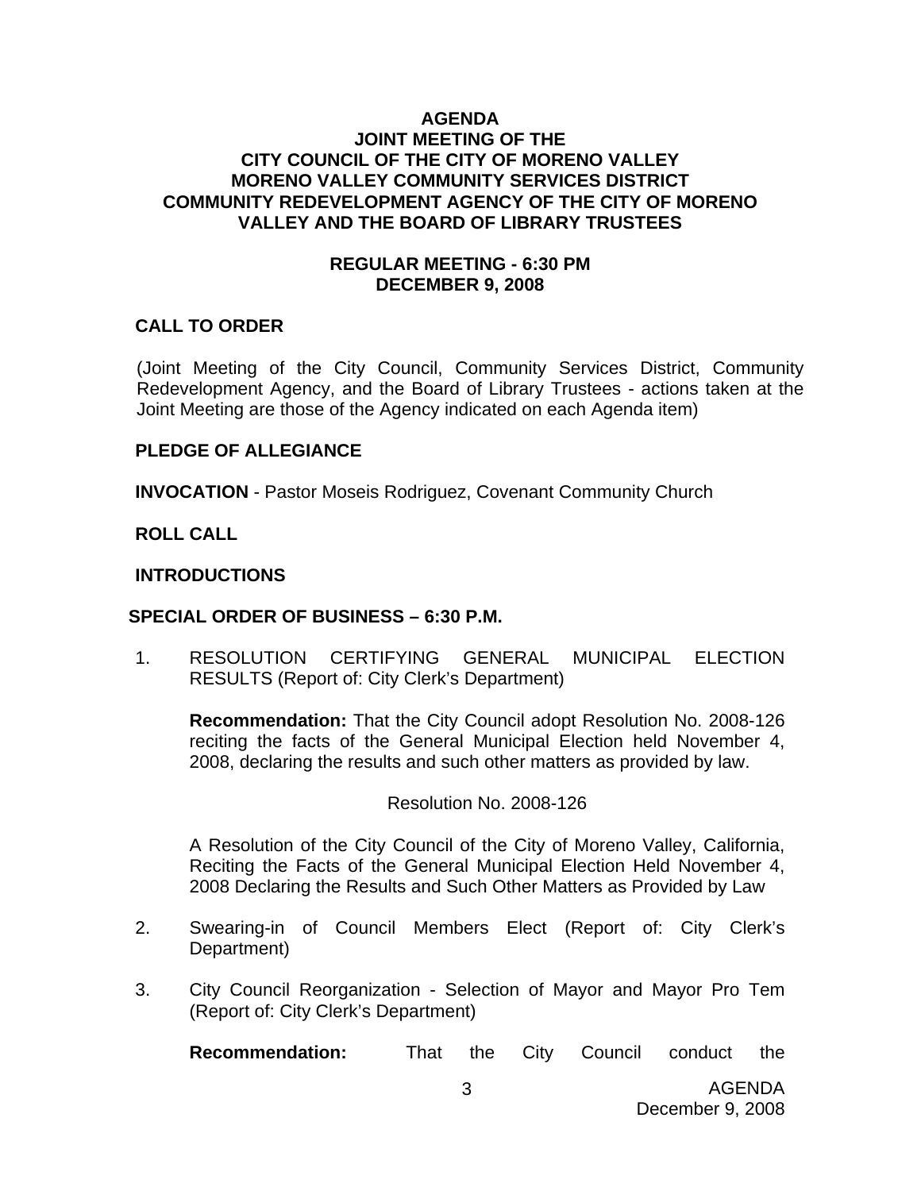# AGENDA
## JOINT MEETING OF THE CITY COUNCIL OF THE CITY OF MORENO VALLEY MORENO VALLEY COMMUNITY SERVICES DISTRICT COMMUNITY REDEVELOPMENT AGENCY OF THE CITY OF MORENO VALLEY AND THE BOARD OF LIBRARY TRUSTEES

### REGULAR MEETING - 6:30 PM DECEMBER 9, 2008

**CALL TO ORDER**

(Joint Meeting of the City Council, Community Services District, Community Redevelopment Agency, and the Board of Library Trustees - actions taken at the Joint Meeting are those of the Agency indicated on each Agenda item)

**PLEDGE OF ALLEGIANCE**

**INVOCATION** - Pastor Moseis Rodriguez, Covenant Community Church

**ROLL CALL**

**INTRODUCTIONS**

**SPECIAL ORDER OF BUSINESS – 6:30 P.M.**

1. RESOLUTION CERTIFYING GENERAL MUNICIPAL ELECTION RESULTS (Report of: City Clerk's Department)

   **Recommendation:** That the City Council adopt Resolution No. 2008-126 reciting the facts of the General Municipal Election held November 4, 2008, declaring the results and such other matters as provided by law.

   Resolution No. 2008-126

   A Resolution of the City Council of the City of Moreno Valley, California, Reciting the Facts of the General Municipal Election Held November 4, 2008 Declaring the Results and Such Other Matters as Provided by Law

2. Swearing-in of Council Members Elect (Report of: City Clerk's Department)

3. City Council Reorganization - Selection of Mayor and Mayor Pro Tem (Report of: City Clerk's Department)

   **Recommendation:** That the City Council conduct the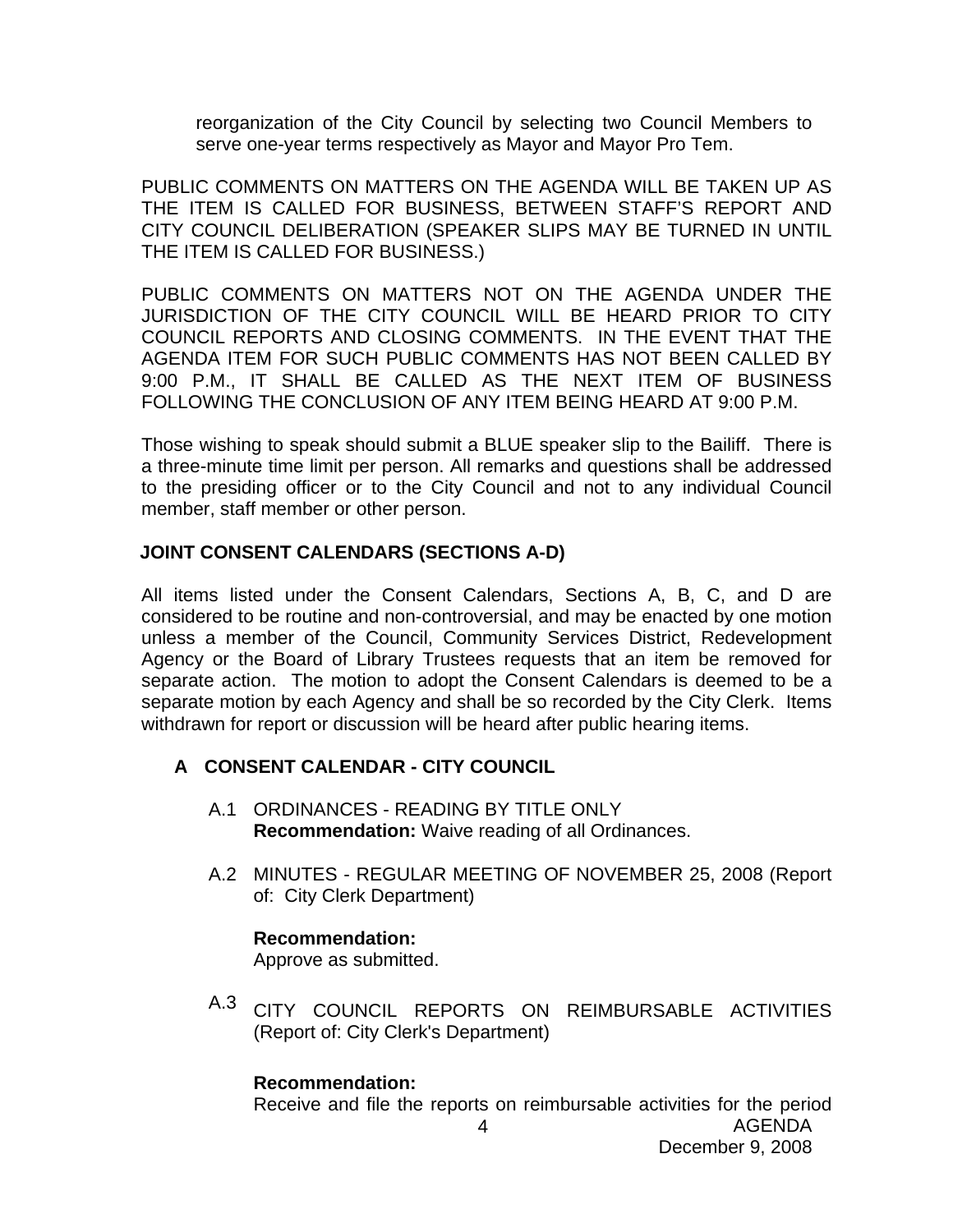reorganization of the City Council by selecting two Council Members to serve one-year terms respectively as Mayor and Mayor Pro Tem.

PUBLIC COMMENTS ON MATTERS ON THE AGENDA WILL BE TAKEN UP AS THE ITEM IS CALLED FOR BUSINESS, BETWEEN STAFF'S REPORT AND CITY COUNCIL DELIBERATION (SPEAKER SLIPS MAY BE TURNED IN UNTIL THE ITEM IS CALLED FOR BUSINESS.)

PUBLIC COMMENTS ON MATTERS NOT ON THE AGENDA UNDER THE JURISDICTION OF THE CITY COUNCIL WILL BE HEARD PRIOR TO CITY COUNCIL REPORTS AND CLOSING COMMENTS. IN THE EVENT THAT THE AGENDA ITEM FOR SUCH PUBLIC COMMENTS HAS NOT BEEN CALLED BY 9:00 P.M., IT SHALL BE CALLED AS THE NEXT ITEM OF BUSINESS FOLLOWING THE CONCLUSION OF ANY ITEM BEING HEARD AT 9:00 P.M.

Those wishing to speak should submit a BLUE speaker slip to the Bailiff. There is a three-minute time limit per person. All remarks and questions shall be addressed to the presiding officer or to the City Council and not to any individual Council member, staff member or other person.

## JOINT CONSENT CALENDARS (SECTIONS A-D)

All items listed under the Consent Calendars, Sections A, B, C, and D are considered to be routine and non-controversial, and may be enacted by one motion unless a member of the Council, Community Services District, Redevelopment Agency or the Board of Library Trustees requests that an item be removed for separate action. The motion to adopt the Consent Calendars is deemed to be a separate motion by each Agency and shall be so recorded by the City Clerk. Items withdrawn for report or discussion will be heard after public hearing items.

### A CONSENT CALENDAR - CITY COUNCIL

A.1 ORDINANCES - READING BY TITLE ONLY
**Recommendation:** Waive reading of all Ordinances.

A.2 MINUTES - REGULAR MEETING OF NOVEMBER 25, 2008 (Report of: City Clerk Department)

**Recommendation:**
Approve as submitted.

A.3 CITY COUNCIL REPORTS ON REIMBURSABLE ACTIVITIES (Report of: City Clerk's Department)

**Recommendation:**
Receive and file the reports on reimbursable activities for the period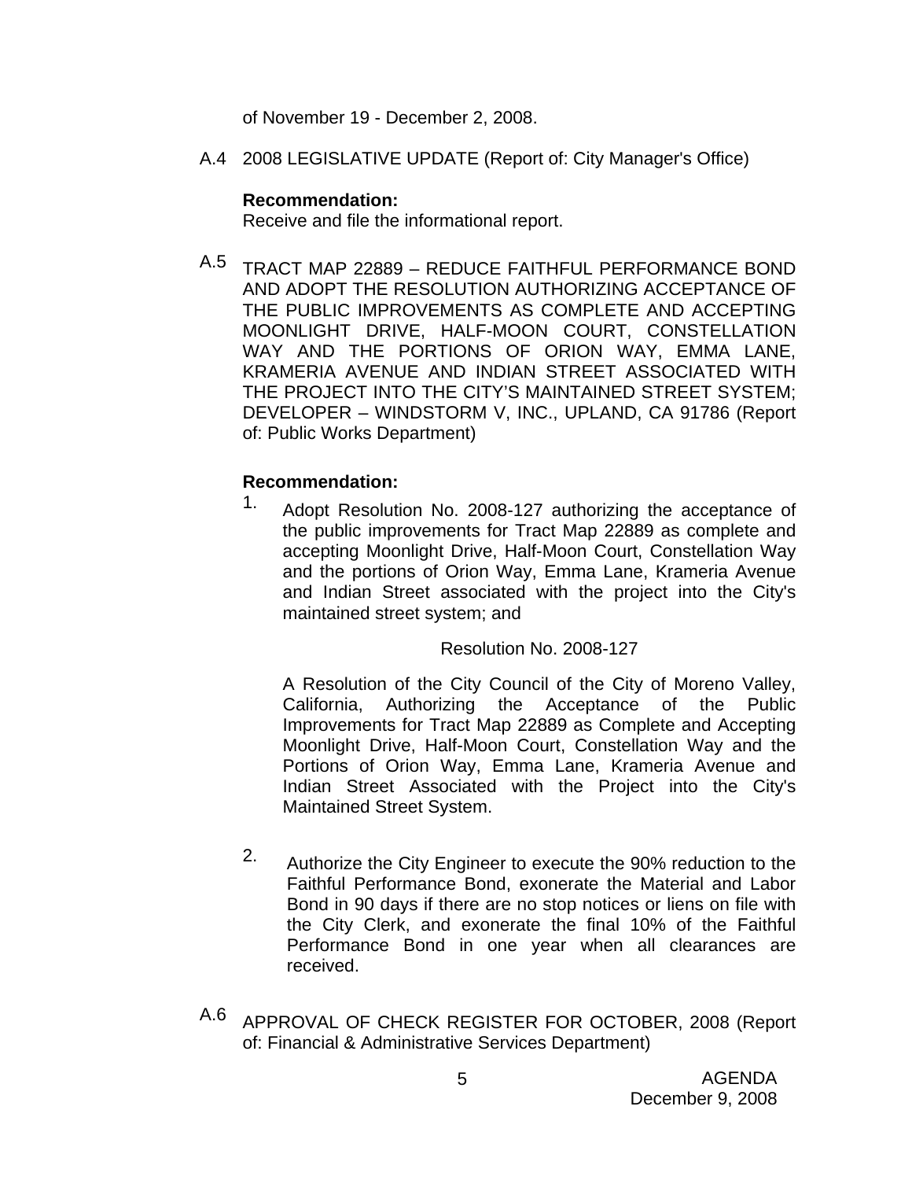of November 19 - December 2, 2008.

A.4 2008 LEGISLATIVE UPDATE (Report of: City Manager's Office)

**Recommendation:**
Receive and file the informational report.

A.5 TRACT MAP 22889 – REDUCE FAITHFUL PERFORMANCE BOND AND ADOPT THE RESOLUTION AUTHORIZING ACCEPTANCE OF THE PUBLIC IMPROVEMENTS AS COMPLETE AND ACCEPTING MOONLIGHT DRIVE, HALF-MOON COURT, CONSTELLATION WAY AND THE PORTIONS OF ORION WAY, EMMA LANE, KRAMERIA AVENUE AND INDIAN STREET ASSOCIATED WITH THE PROJECT INTO THE CITY'S MAINTAINED STREET SYSTEM; DEVELOPER – WINDSTORM V, INC., UPLAND, CA 91786 (Report of: Public Works Department)

**Recommendation:**

1. Adopt Resolution No. 2008-127 authorizing the acceptance of the public improvements for Tract Map 22889 as complete and accepting Moonlight Drive, Half-Moon Court, Constellation Way and the portions of Orion Way, Emma Lane, Krameria Avenue and Indian Street associated with the project into the City's maintained street system; and

   Resolution No. 2008-127

   A Resolution of the City Council of the City of Moreno Valley, California, Authorizing the Acceptance of the Public Improvements for Tract Map 22889 as Complete and Accepting Moonlight Drive, Half-Moon Court, Constellation Way and the Portions of Orion Way, Emma Lane, Krameria Avenue and Indian Street Associated with the Project into the City's Maintained Street System.

2. Authorize the City Engineer to execute the 90% reduction to the Faithful Performance Bond, exonerate the Material and Labor Bond in 90 days if there are no stop notices or liens on file with the City Clerk, and exonerate the final 10% of the Faithful Performance Bond in one year when all clearances are received.

A.6 APPROVAL OF CHECK REGISTER FOR OCTOBER, 2008 (Report of: Financial & Administrative Services Department)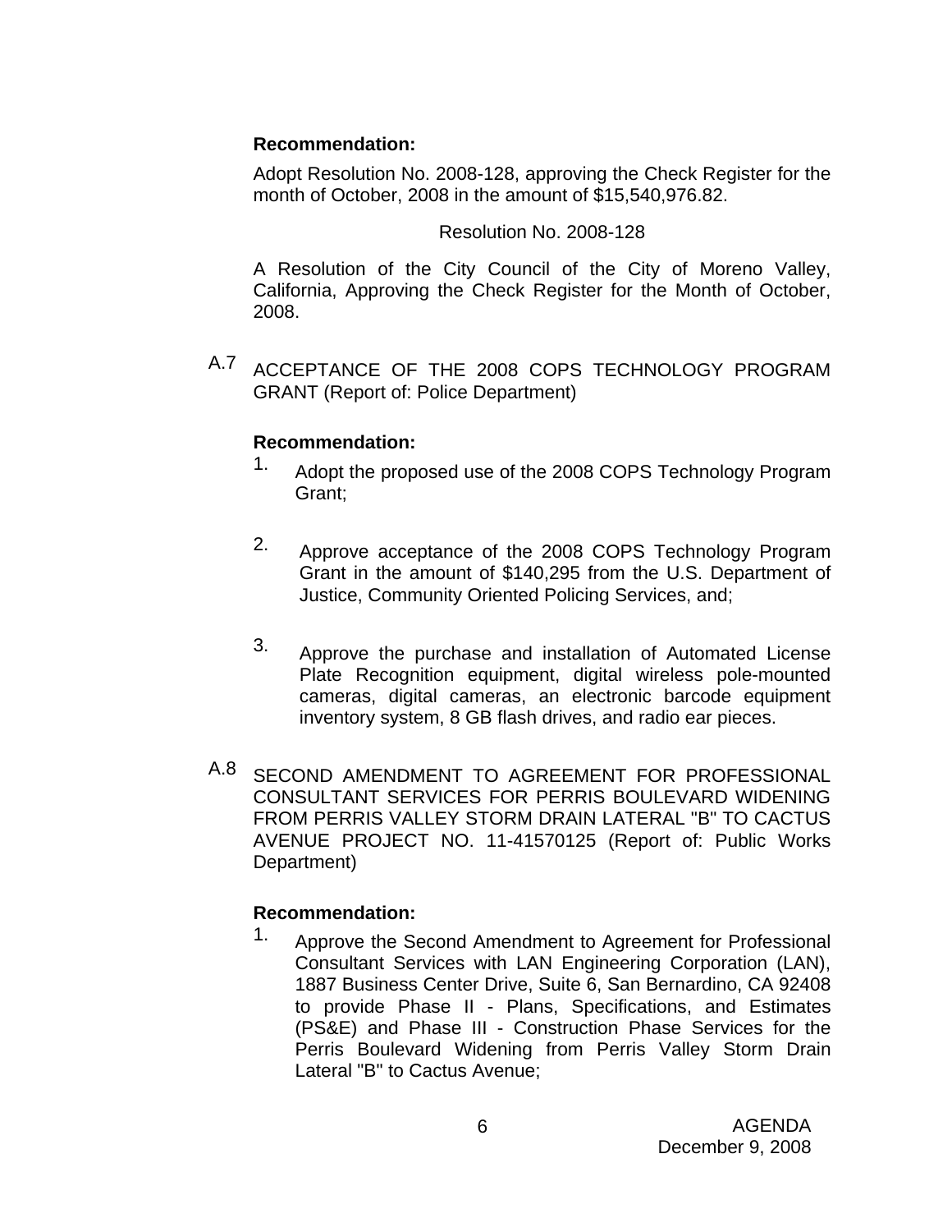**Recommendation:**

Adopt Resolution No. 2008-128, approving the Check Register for the month of October, 2008 in the amount of $15,540,976.82.

Resolution No. 2008-128

A Resolution of the City Council of the City of Moreno Valley, California, Approving the Check Register for the Month of October, 2008.

A.7 ACCEPTANCE OF THE 2008 COPS TECHNOLOGY PROGRAM GRANT (Report of: Police Department)

**Recommendation:**

1. Adopt the proposed use of the 2008 COPS Technology Program Grant;

2. Approve acceptance of the 2008 COPS Technology Program Grant in the amount of $140,295 from the U.S. Department of Justice, Community Oriented Policing Services, and;

3. Approve the purchase and installation of Automated License Plate Recognition equipment, digital wireless pole-mounted cameras, digital cameras, an electronic barcode equipment inventory system, 8 GB flash drives, and radio ear pieces.

A.8 SECOND AMENDMENT TO AGREEMENT FOR PROFESSIONAL CONSULTANT SERVICES FOR PERRIS BOULEVARD WIDENING FROM PERRIS VALLEY STORM DRAIN LATERAL "B" TO CACTUS AVENUE PROJECT NO. 11-41570125 (Report of: Public Works Department)

**Recommendation:**

1. Approve the Second Amendment to Agreement for Professional Consultant Services with LAN Engineering Corporation (LAN), 1887 Business Center Drive, Suite 6, San Bernardino, CA 92408 to provide Phase II - Plans, Specifications, and Estimates (PS&E) and Phase III - Construction Phase Services for the Perris Boulevard Widening from Perris Valley Storm Drain Lateral "B" to Cactus Avenue;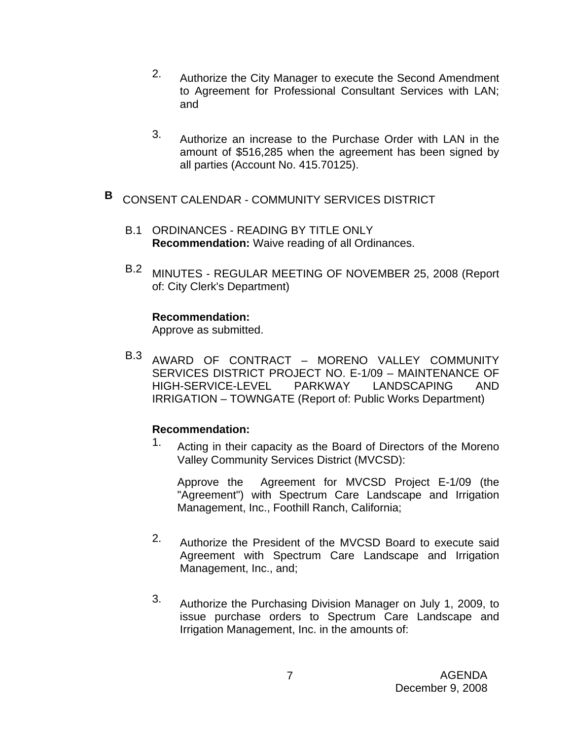2. Authorize the City Manager to execute the Second Amendment to Agreement for Professional Consultant Services with LAN; and

3. Authorize an increase to the Purchase Order with LAN in the amount of $516,285 when the agreement has been signed by all parties (Account No. 415.70125).

## B CONSENT CALENDAR - COMMUNITY SERVICES DISTRICT

B.1 ORDINANCES - READING BY TITLE ONLY
**Recommendation:** Waive reading of all Ordinances.

B.2 MINUTES - REGULAR MEETING OF NOVEMBER 25, 2008 (Report of: City Clerk's Department)

**Recommendation:**
Approve as submitted.

B.3 AWARD OF CONTRACT – MORENO VALLEY COMMUNITY SERVICES DISTRICT PROJECT NO. E-1/09 – MAINTENANCE OF HIGH-SERVICE-LEVEL PARKWAY LANDSCAPING AND IRRIGATION – TOWNGATE (Report of: Public Works Department)

**Recommendation:**

1. Acting in their capacity as the Board of Directors of the Moreno Valley Community Services District (MVCSD):

   Approve the Agreement for MVCSD Project E-1/09 (the "Agreement") with Spectrum Care Landscape and Irrigation Management, Inc., Foothill Ranch, California;

2. Authorize the President of the MVCSD Board to execute said Agreement with Spectrum Care Landscape and Irrigation Management, Inc., and;

3. Authorize the Purchasing Division Manager on July 1, 2009, to issue purchase orders to Spectrum Care Landscape and Irrigation Management, Inc. in the amounts of: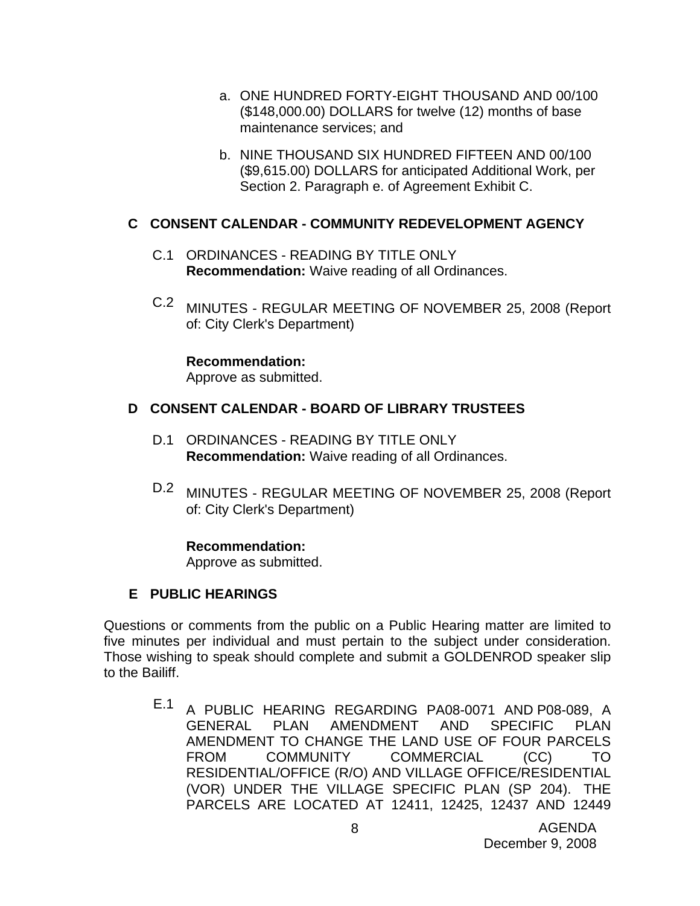a. ONE HUNDRED FORTY-EIGHT THOUSAND AND 00/100 ($148,000.00) DOLLARS for twelve (12) months of base maintenance services; and

b. NINE THOUSAND SIX HUNDRED FIFTEEN AND 00/100 ($9,615.00) DOLLARS for anticipated Additional Work, per Section 2. Paragraph e. of Agreement Exhibit C.

## C CONSENT CALENDAR - COMMUNITY REDEVELOPMENT AGENCY

C.1 ORDINANCES - READING BY TITLE ONLY
**Recommendation:** Waive reading of all Ordinances.

C.2 MINUTES - REGULAR MEETING OF NOVEMBER 25, 2008 (Report of: City Clerk's Department)

**Recommendation:**
Approve as submitted.

## D CONSENT CALENDAR - BOARD OF LIBRARY TRUSTEES

D.1 ORDINANCES - READING BY TITLE ONLY
**Recommendation:** Waive reading of all Ordinances.

D.2 MINUTES - REGULAR MEETING OF NOVEMBER 25, 2008 (Report of: City Clerk's Department)

**Recommendation:**
Approve as submitted.

## E PUBLIC HEARINGS

Questions or comments from the public on a Public Hearing matter are limited to five minutes per individual and must pertain to the subject under consideration. Those wishing to speak should complete and submit a GOLDENROD speaker slip to the Bailiff.

E.1 A PUBLIC HEARING REGARDING PA08-0071 AND P08-089, A GENERAL PLAN AMENDMENT AND SPECIFIC PLAN AMENDMENT TO CHANGE THE LAND USE OF FOUR PARCELS FROM COMMUNITY COMMERCIAL (CC) TO RESIDENTIAL/OFFICE (R/O) AND VILLAGE OFFICE/RESIDENTIAL (VOR) UNDER THE VILLAGE SPECIFIC PLAN (SP 204). THE PARCELS ARE LOCATED AT 12411, 12425, 12437 AND 12449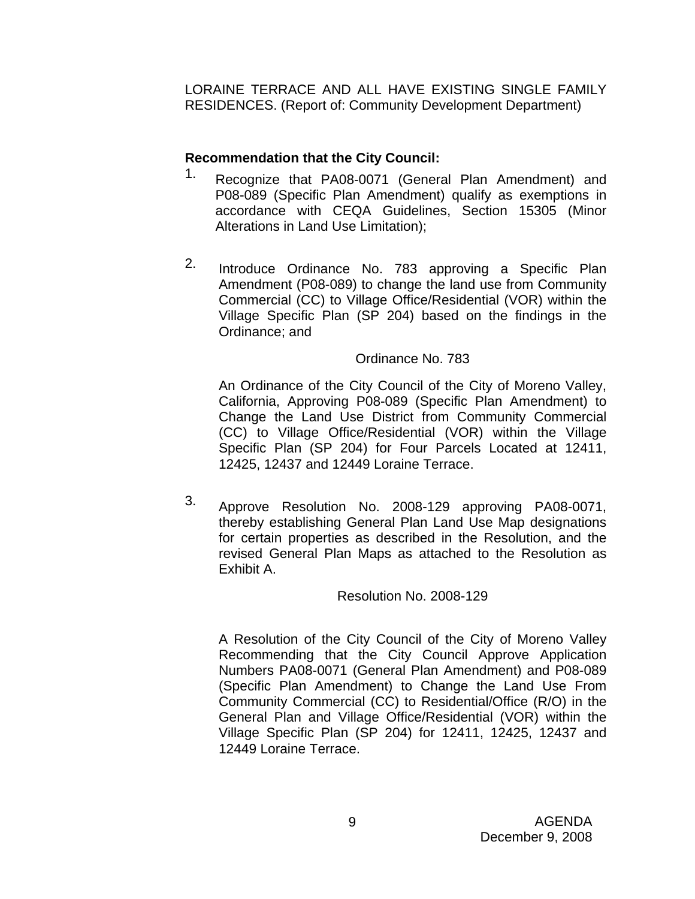LORAINE TERRACE AND ALL HAVE EXISTING SINGLE FAMILY RESIDENCES. (Report of: Community Development Department)

**Recommendation that the City Council:**

1. Recognize that PA08-0071 (General Plan Amendment) and P08-089 (Specific Plan Amendment) qualify as exemptions in accordance with CEQA Guidelines, Section 15305 (Minor Alterations in Land Use Limitation);

2. Introduce Ordinance No. 783 approving a Specific Plan Amendment (P08-089) to change the land use from Community Commercial (CC) to Village Office/Residential (VOR) within the Village Specific Plan (SP 204) based on the findings in the Ordinance; and

   Ordinance No. 783

   An Ordinance of the City Council of the City of Moreno Valley, California, Approving P08-089 (Specific Plan Amendment) to Change the Land Use District from Community Commercial (CC) to Village Office/Residential (VOR) within the Village Specific Plan (SP 204) for Four Parcels Located at 12411, 12425, 12437 and 12449 Loraine Terrace.

3. Approve Resolution No. 2008-129 approving PA08-0071, thereby establishing General Plan Land Use Map designations for certain properties as described in the Resolution, and the revised General Plan Maps as attached to the Resolution as Exhibit A.

   Resolution No. 2008-129

   A Resolution of the City Council of the City of Moreno Valley Recommending that the City Council Approve Application Numbers PA08-0071 (General Plan Amendment) and P08-089 (Specific Plan Amendment) to Change the Land Use From Community Commercial (CC) to Residential/Office (R/O) in the General Plan and Village Office/Residential (VOR) within the Village Specific Plan (SP 204) for 12411, 12425, 12437 and 12449 Loraine Terrace.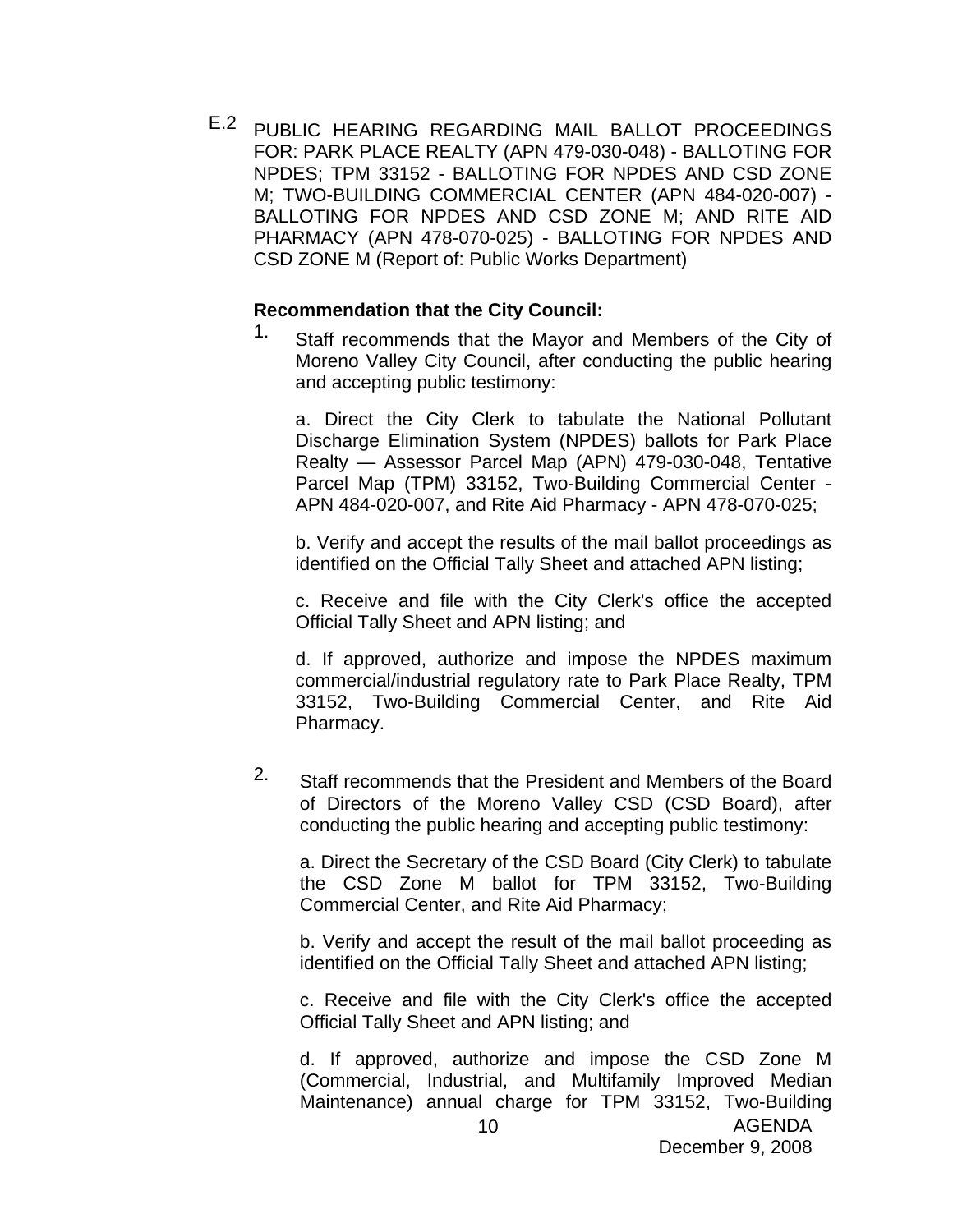E.2 PUBLIC HEARING REGARDING MAIL BALLOT PROCEEDINGS FOR: PARK PLACE REALTY (APN 479-030-048) - BALLOTING FOR NPDES; TPM 33152 - BALLOTING FOR NPDES AND CSD ZONE M; TWO-BUILDING COMMERCIAL CENTER (APN 484-020-007) - BALLOTING FOR NPDES AND CSD ZONE M; AND RITE AID PHARMACY (APN 478-070-025) - BALLOTING FOR NPDES AND CSD ZONE M (Report of: Public Works Department)

**Recommendation that the City Council:**

1. Staff recommends that the Mayor and Members of the City of Moreno Valley City Council, after conducting the public hearing and accepting public testimony:

   a. Direct the City Clerk to tabulate the National Pollutant Discharge Elimination System (NPDES) ballots for Park Place Realty — Assessor Parcel Map (APN) 479-030-048, Tentative Parcel Map (TPM) 33152, Two-Building Commercial Center - APN 484-020-007, and Rite Aid Pharmacy - APN 478-070-025;

   b. Verify and accept the results of the mail ballot proceedings as identified on the Official Tally Sheet and attached APN listing;

   c. Receive and file with the City Clerk's office the accepted Official Tally Sheet and APN listing; and

   d. If approved, authorize and impose the NPDES maximum commercial/industrial regulatory rate to Park Place Realty, TPM 33152, Two-Building Commercial Center, and Rite Aid Pharmacy.

2. Staff recommends that the President and Members of the Board of Directors of the Moreno Valley CSD (CSD Board), after conducting the public hearing and accepting public testimony:

   a. Direct the Secretary of the CSD Board (City Clerk) to tabulate the CSD Zone M ballot for TPM 33152, Two-Building Commercial Center, and Rite Aid Pharmacy;

   b. Verify and accept the result of the mail ballot proceeding as identified on the Official Tally Sheet and attached APN listing;

   c. Receive and file with the City Clerk's office the accepted Official Tally Sheet and APN listing; and

   d. If approved, authorize and impose the CSD Zone M (Commercial, Industrial, and Multifamily Improved Median Maintenance) annual charge for TPM 33152, Two-Building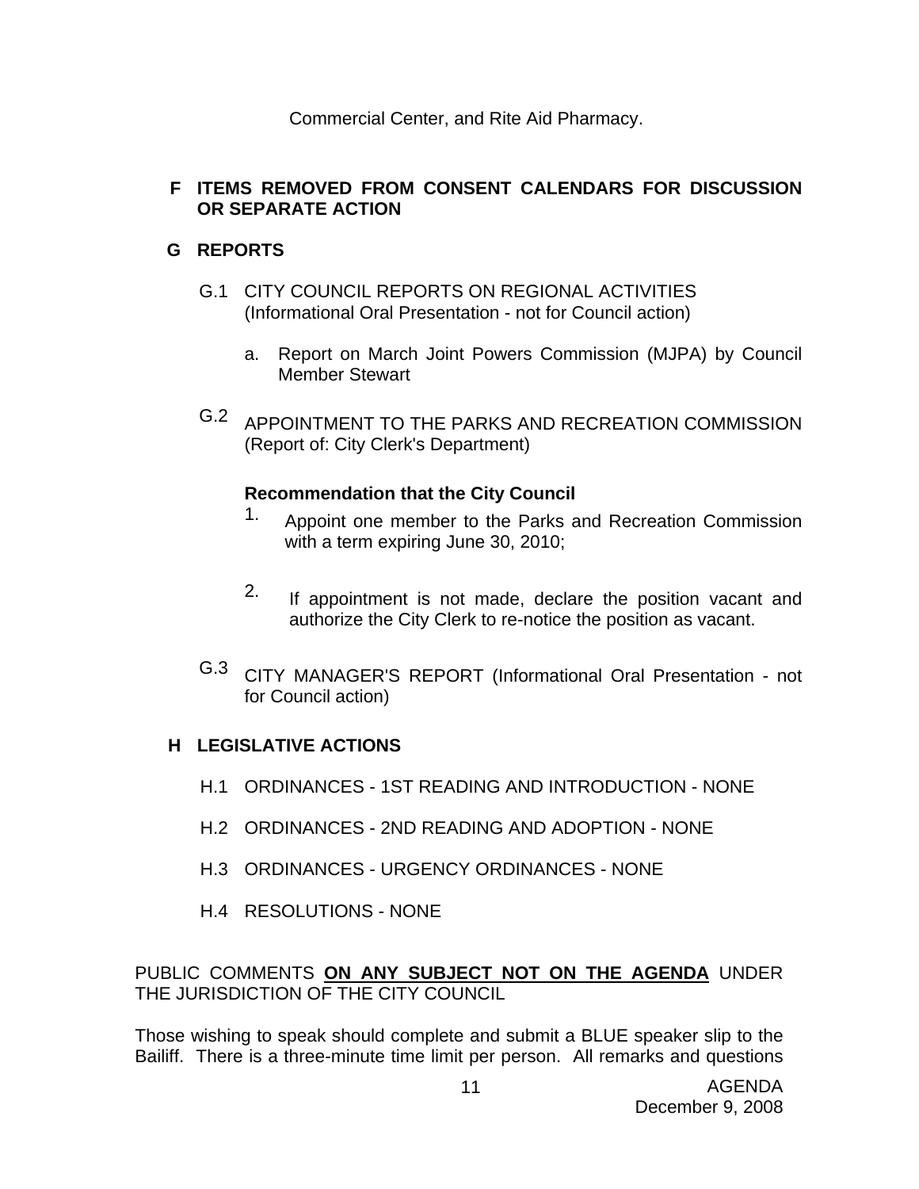Commercial Center, and Rite Aid Pharmacy.

## F ITEMS REMOVED FROM CONSENT CALENDARS FOR DISCUSSION OR SEPARATE ACTION

## G REPORTS

G.1 CITY COUNCIL REPORTS ON REGIONAL ACTIVITIES (Informational Oral Presentation - not for Council action)

a. Report on March Joint Powers Commission (MJPA) by Council Member Stewart

G.2 APPOINTMENT TO THE PARKS AND RECREATION COMMISSION (Report of: City Clerk's Department)

**Recommendation that the City Council**

1. Appoint one member to the Parks and Recreation Commission with a term expiring June 30, 2010;

2. If appointment is not made, declare the position vacant and authorize the City Clerk to re-notice the position as vacant.

G.3 CITY MANAGER'S REPORT (Informational Oral Presentation - not for Council action)

## H LEGISLATIVE ACTIONS

H.1 ORDINANCES - 1ST READING AND INTRODUCTION - NONE

H.2 ORDINANCES - 2ND READING AND ADOPTION - NONE

H.3 ORDINANCES - URGENCY ORDINANCES - NONE

H.4 RESOLUTIONS - NONE

PUBLIC COMMENTS **ON ANY SUBJECT NOT ON THE AGENDA** UNDER THE JURISDICTION OF THE CITY COUNCIL

Those wishing to speak should complete and submit a BLUE speaker slip to the Bailiff. There is a three-minute time limit per person. All remarks and questions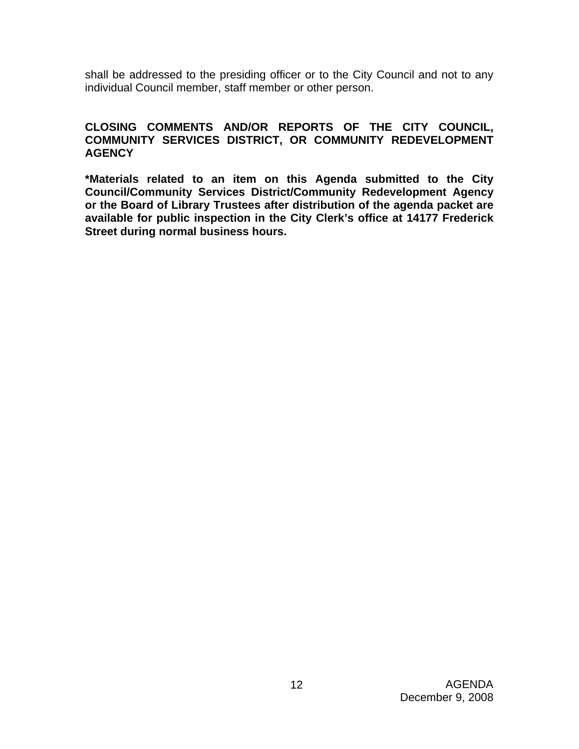shall be addressed to the presiding officer or to the City Council and not to any individual Council member, staff member or other person.

## CLOSING COMMENTS AND/OR REPORTS OF THE CITY COUNCIL, COMMUNITY SERVICES DISTRICT, OR COMMUNITY REDEVELOPMENT AGENCY

**\*Materials related to an item on this Agenda submitted to the City Council/Community Services District/Community Redevelopment Agency or the Board of Library Trustees after distribution of the agenda packet are available for public inspection in the City Clerk's office at 14177 Frederick Street during normal business hours.**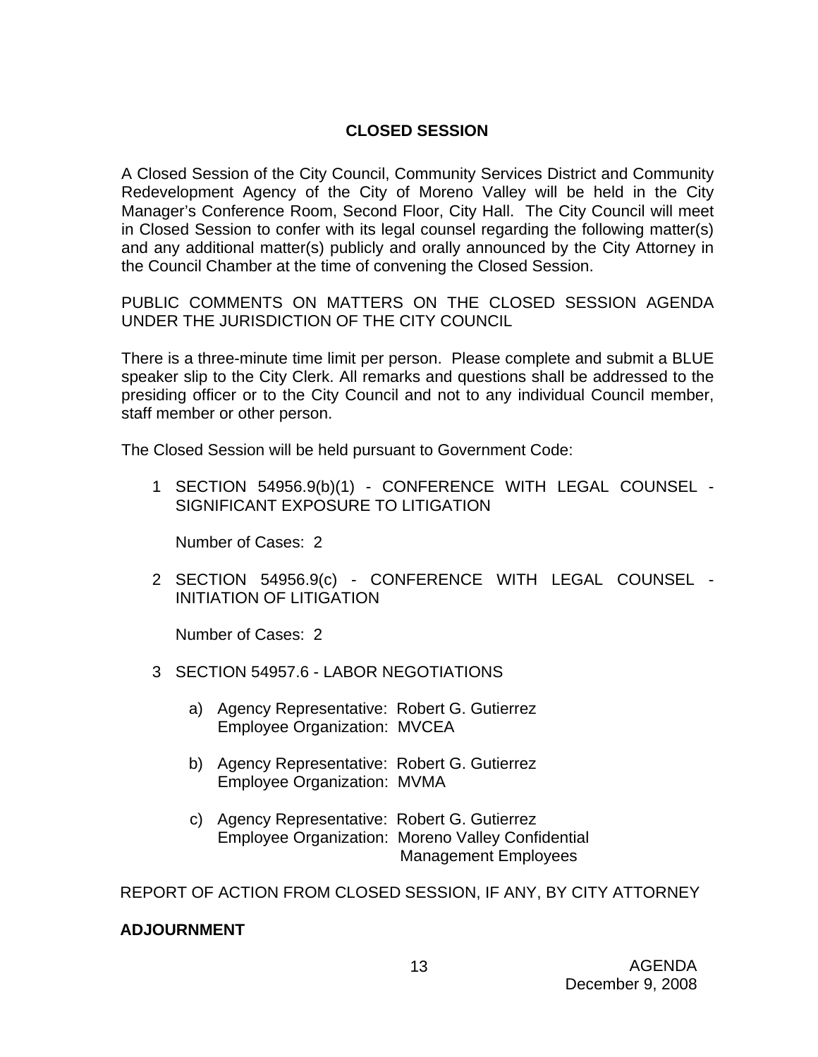## CLOSED SESSION

A Closed Session of the City Council, Community Services District and Community Redevelopment Agency of the City of Moreno Valley will be held in the City Manager's Conference Room, Second Floor, City Hall. The City Council will meet in Closed Session to confer with its legal counsel regarding the following matter(s) and any additional matter(s) publicly and orally announced by the City Attorney in the Council Chamber at the time of convening the Closed Session.

PUBLIC COMMENTS ON MATTERS ON THE CLOSED SESSION AGENDA UNDER THE JURISDICTION OF THE CITY COUNCIL

There is a three-minute time limit per person. Please complete and submit a BLUE speaker slip to the City Clerk. All remarks and questions shall be addressed to the presiding officer or to the City Council and not to any individual Council member, staff member or other person.

The Closed Session will be held pursuant to Government Code:

1. SECTION 54956.9(b)(1) - CONFERENCE WITH LEGAL COUNSEL - SIGNIFICANT EXPOSURE TO LITIGATION

   Number of Cases: 2

2. SECTION 54956.9(c) - CONFERENCE WITH LEGAL COUNSEL - INITIATION OF LITIGATION

   Number of Cases: 2

3. SECTION 54957.6 - LABOR NEGOTIATIONS

   a) Agency Representative: Robert G. Gutierrez
      Employee Organization: MVCEA

   b) Agency Representative: Robert G. Gutierrez
      Employee Organization: MVMA

   c) Agency Representative: Robert G. Gutierrez
      Employee Organization: Moreno Valley Confidential Management Employees

REPORT OF ACTION FROM CLOSED SESSION, IF ANY, BY CITY ATTORNEY

**ADJOURNMENT**